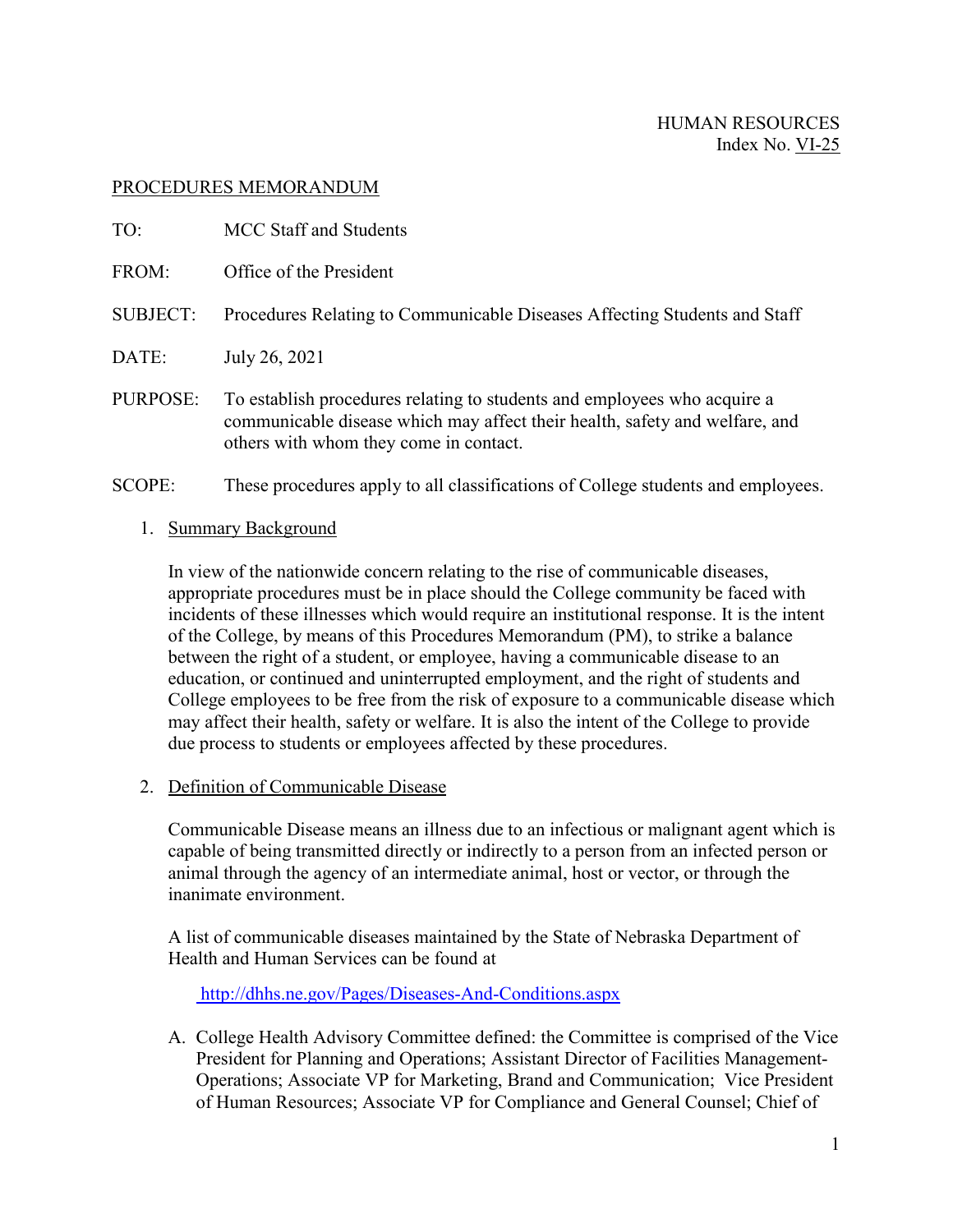HUMAN RESOURCES
Index No. VI-25

PROCEDURES MEMORANDUM

TO: MCC Staff and Students

FROM: Office of the President

SUBJECT: Procedures Relating to Communicable Diseases Affecting Students and Staff

DATE: July 26, 2021

PURPOSE: To establish procedures relating to students and employees who acquire a communicable disease which may affect their health, safety and welfare, and others with whom they come in contact.

SCOPE: These procedures apply to all classifications of College students and employees.

1. Summary Background

   In view of the nationwide concern relating to the rise of communicable diseases, appropriate procedures must be in place should the College community be faced with incidents of these illnesses which would require an institutional response. It is the intent of the College, by means of this Procedures Memorandum (PM), to strike a balance between the right of a student, or employee, having a communicable disease to an education, or continued and uninterrupted employment, and the right of students and College employees to be free from the risk of exposure to a communicable disease which may affect their health, safety or welfare. It is also the intent of the College to provide due process to students or employees affected by these procedures.

2. Definition of Communicable Disease

   Communicable Disease means an illness due to an infectious or malignant agent which is capable of being transmitted directly or indirectly to a person from an infected person or animal through the agency of an intermediate animal, host or vector, or through the inanimate environment.

   A list of communicable diseases maintained by the State of Nebraska Department of Health and Human Services can be found at

   http://dhhs.ne.gov/Pages/Diseases-And-Conditions.aspx

   A. College Health Advisory Committee defined: the Committee is comprised of the Vice President for Planning and Operations; Assistant Director of Facilities Management-Operations; Associate VP for Marketing, Brand and Communication; Vice President of Human Resources; Associate VP for Compliance and General Counsel; Chief of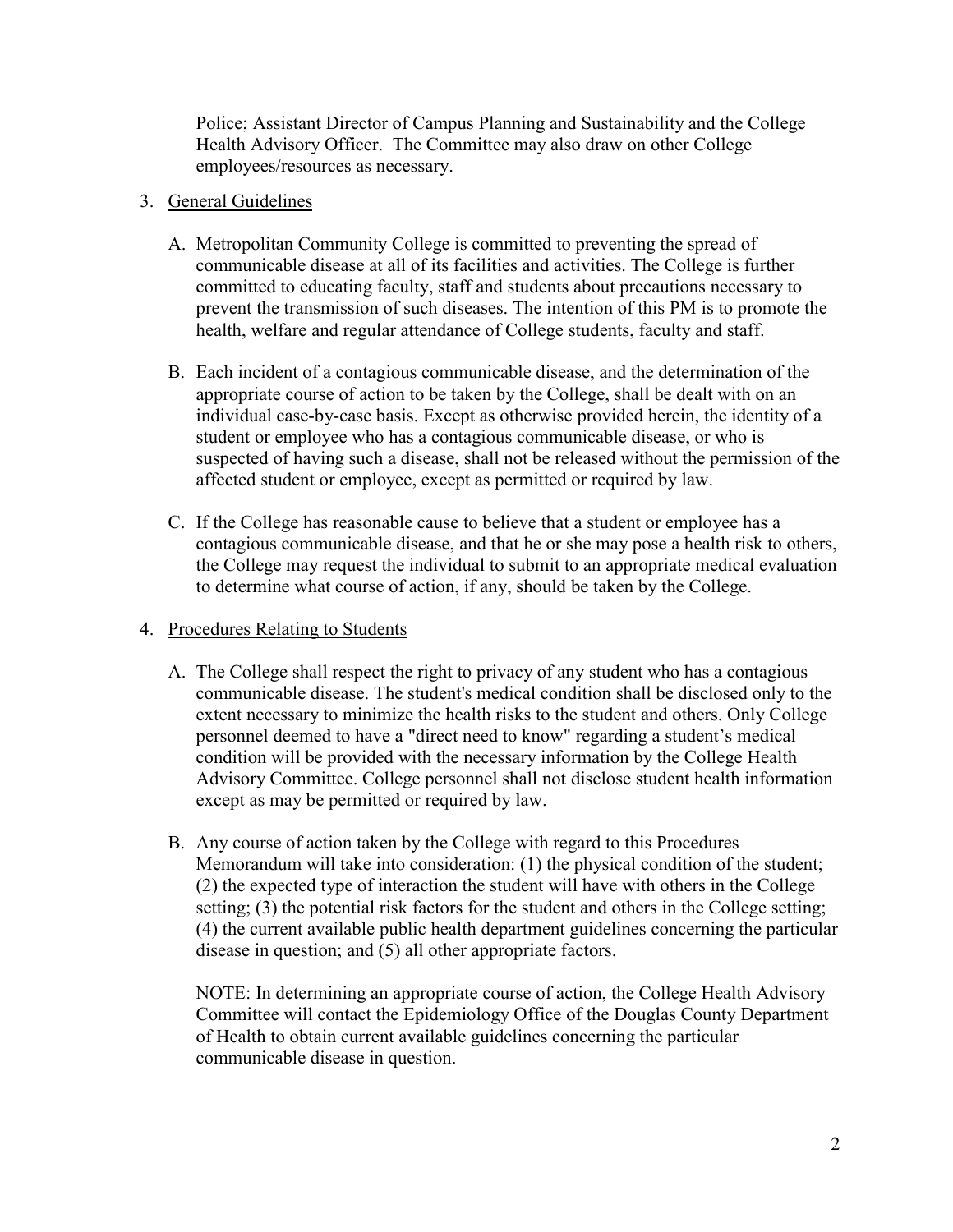Police; Assistant Director of Campus Planning and Sustainability and the College Health Advisory Officer. The Committee may also draw on other College employees/resources as necessary.

3. <u>General Guidelines</u>

   A. Metropolitan Community College is committed to preventing the spread of communicable disease at all of its facilities and activities. The College is further committed to educating faculty, staff and students about precautions necessary to prevent the transmission of such diseases. The intention of this PM is to promote the health, welfare and regular attendance of College students, faculty and staff.

   B. Each incident of a contagious communicable disease, and the determination of the appropriate course of action to be taken by the College, shall be dealt with on an individual case-by-case basis. Except as otherwise provided herein, the identity of a student or employee who has a contagious communicable disease, or who is suspected of having such a disease, shall not be released without the permission of the affected student or employee, except as permitted or required by law.

   C. If the College has reasonable cause to believe that a student or employee has a contagious communicable disease, and that he or she may pose a health risk to others, the College may request the individual to submit to an appropriate medical evaluation to determine what course of action, if any, should be taken by the College.

4. <u>Procedures Relating to Students</u>

   A. The College shall respect the right to privacy of any student who has a contagious communicable disease. The student's medical condition shall be disclosed only to the extent necessary to minimize the health risks to the student and others. Only College personnel deemed to have a "direct need to know" regarding a student's medical condition will be provided with the necessary information by the College Health Advisory Committee. College personnel shall not disclose student health information except as may be permitted or required by law.

   B. Any course of action taken by the College with regard to this Procedures Memorandum will take into consideration: (1) the physical condition of the student; (2) the expected type of interaction the student will have with others in the College setting; (3) the potential risk factors for the student and others in the College setting; (4) the current available public health department guidelines concerning the particular disease in question; and (5) all other appropriate factors.

      NOTE: In determining an appropriate course of action, the College Health Advisory Committee will contact the Epidemiology Office of the Douglas County Department of Health to obtain current available guidelines concerning the particular communicable disease in question.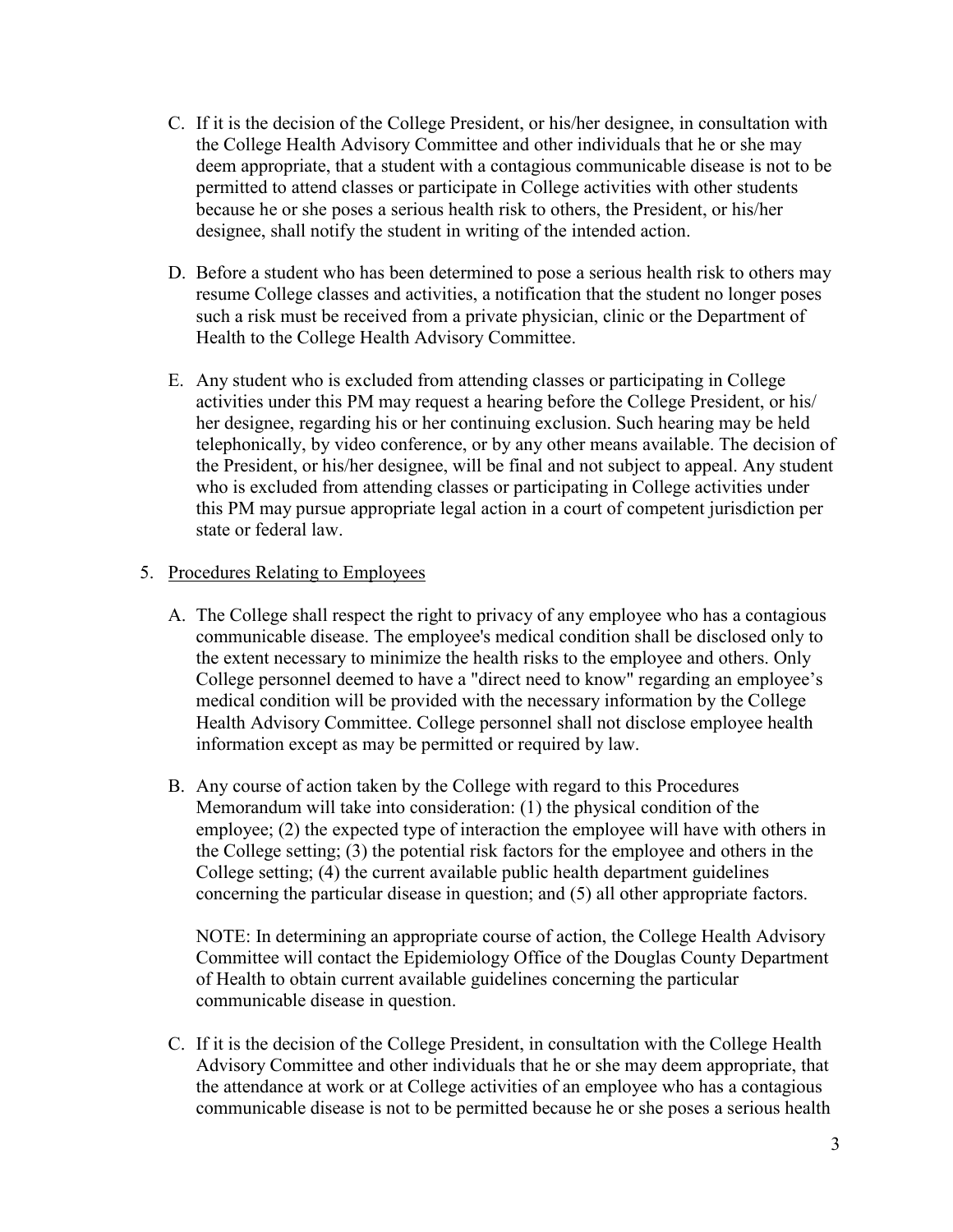C. If it is the decision of the College President, or his/her designee, in consultation with the College Health Advisory Committee and other individuals that he or she may deem appropriate, that a student with a contagious communicable disease is not to be permitted to attend classes or participate in College activities with other students because he or she poses a serious health risk to others, the President, or his/her designee, shall notify the student in writing of the intended action.

D. Before a student who has been determined to pose a serious health risk to others may resume College classes and activities, a notification that the student no longer poses such a risk must be received from a private physician, clinic or the Department of Health to the College Health Advisory Committee.

E. Any student who is excluded from attending classes or participating in College activities under this PM may request a hearing before the College President, or his/ her designee, regarding his or her continuing exclusion. Such hearing may be held telephonically, by video conference, or by any other means available. The decision of the President, or his/her designee, will be final and not subject to appeal. Any student who is excluded from attending classes or participating in College activities under this PM may pursue appropriate legal action in a court of competent jurisdiction per state or federal law.

5. Procedures Relating to Employees

A. The College shall respect the right to privacy of any employee who has a contagious communicable disease. The employee's medical condition shall be disclosed only to the extent necessary to minimize the health risks to the employee and others. Only College personnel deemed to have a "direct need to know" regarding an employee's medical condition will be provided with the necessary information by the College Health Advisory Committee. College personnel shall not disclose employee health information except as may be permitted or required by law.

B. Any course of action taken by the College with regard to this Procedures Memorandum will take into consideration: (1) the physical condition of the employee; (2) the expected type of interaction the employee will have with others in the College setting; (3) the potential risk factors for the employee and others in the College setting; (4) the current available public health department guidelines concerning the particular disease in question; and (5) all other appropriate factors.

NOTE: In determining an appropriate course of action, the College Health Advisory Committee will contact the Epidemiology Office of the Douglas County Department of Health to obtain current available guidelines concerning the particular communicable disease in question.

C. If it is the decision of the College President, in consultation with the College Health Advisory Committee and other individuals that he or she may deem appropriate, that the attendance at work or at College activities of an employee who has a contagious communicable disease is not to be permitted because he or she poses a serious health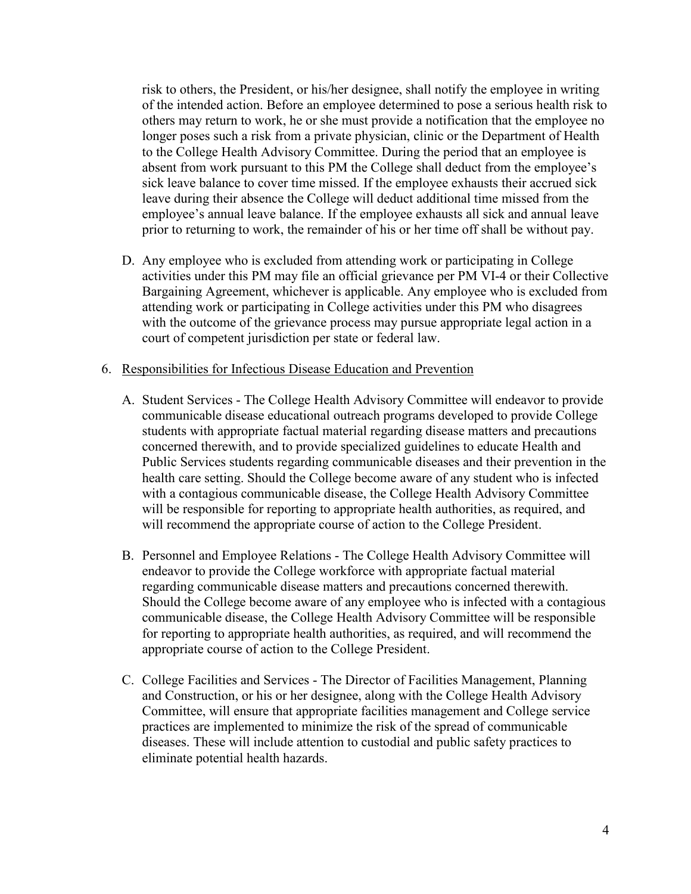risk to others, the President, or his/her designee, shall notify the employee in writing of the intended action. Before an employee determined to pose a serious health risk to others may return to work, he or she must provide a notification that the employee no longer poses such a risk from a private physician, clinic or the Department of Health to the College Health Advisory Committee. During the period that an employee is absent from work pursuant to this PM the College shall deduct from the employee's sick leave balance to cover time missed. If the employee exhausts their accrued sick leave during their absence the College will deduct additional time missed from the employee's annual leave balance. If the employee exhausts all sick and annual leave prior to returning to work, the remainder of his or her time off shall be without pay.

D. Any employee who is excluded from attending work or participating in College activities under this PM may file an official grievance per PM VI-4 or their Collective Bargaining Agreement, whichever is applicable. Any employee who is excluded from attending work or participating in College activities under this PM who disagrees with the outcome of the grievance process may pursue appropriate legal action in a court of competent jurisdiction per state or federal law.

6. Responsibilities for Infectious Disease Education and Prevention

   A. Student Services - The College Health Advisory Committee will endeavor to provide communicable disease educational outreach programs developed to provide College students with appropriate factual material regarding disease matters and precautions concerned therewith, and to provide specialized guidelines to educate Health and Public Services students regarding communicable diseases and their prevention in the health care setting. Should the College become aware of any student who is infected with a contagious communicable disease, the College Health Advisory Committee will be responsible for reporting to appropriate health authorities, as required, and will recommend the appropriate course of action to the College President.

   B. Personnel and Employee Relations - The College Health Advisory Committee will endeavor to provide the College workforce with appropriate factual material regarding communicable disease matters and precautions concerned therewith. Should the College become aware of any employee who is infected with a contagious communicable disease, the College Health Advisory Committee will be responsible for reporting to appropriate health authorities, as required, and will recommend the appropriate course of action to the College President.

   C. College Facilities and Services - The Director of Facilities Management, Planning and Construction, or his or her designee, along with the College Health Advisory Committee, will ensure that appropriate facilities management and College service practices are implemented to minimize the risk of the spread of communicable diseases. These will include attention to custodial and public safety practices to eliminate potential health hazards.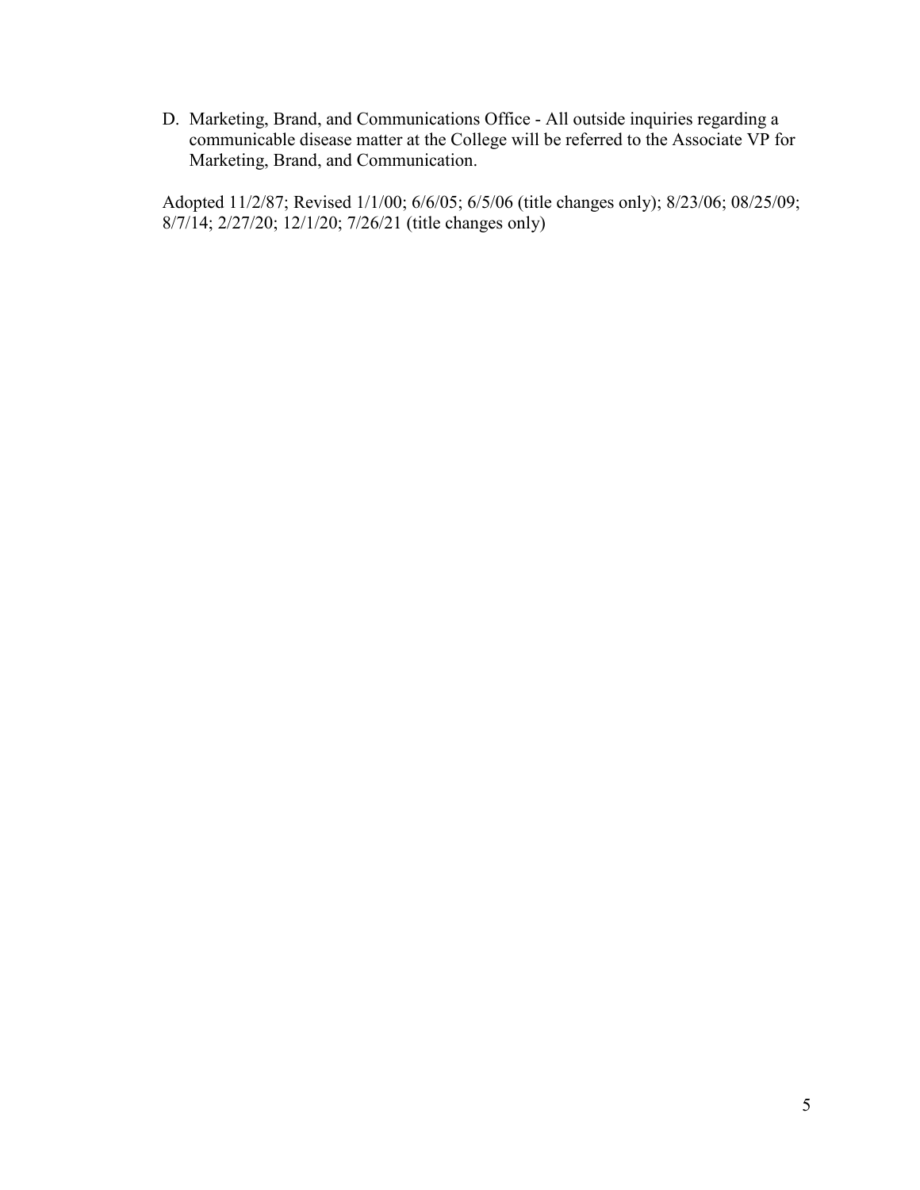D. Marketing, Brand, and Communications Office - All outside inquiries regarding a communicable disease matter at the College will be referred to the Associate VP for Marketing, Brand, and Communication.

Adopted 11/2/87; Revised 1/1/00; 6/6/05; 6/5/06 (title changes only); 8/23/06; 08/25/09; 8/7/14; 2/27/20; 12/1/20; 7/26/21 (title changes only)